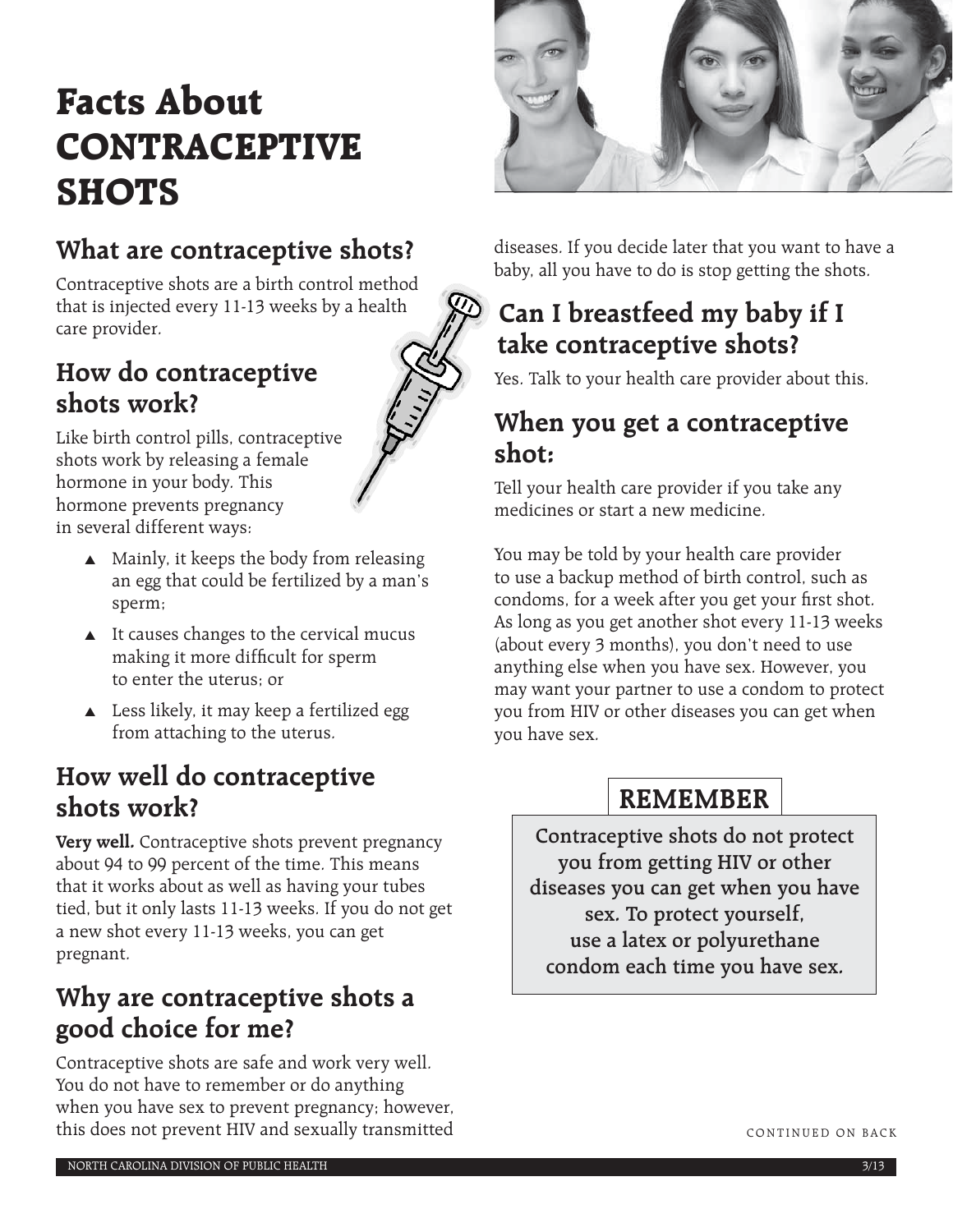# Facts About CONTRACEPTIVE SHOTS

## What are contraceptive shots?

Contraceptive shots are a birth control method that is injected every 11-13 weeks by a health care provider.

## How do contraceptive shots work?

Like birth control pills, contraceptive shots work by releasing a female hormone in your body. This hormone prevents pregnancy in several different ways:

- Mainly, it keeps the body from releasing an egg that could be fertilized by a man's sperm;
- It causes changes to the cervical mucus making it more difficult for sperm to enter the uterus; or
- Less likely, it may keep a fertilized egg from attaching to the uterus.

## How well do contraceptive shots work?

**Very well.** Contraceptive shots prevent pregnancy about 94 to 99 percent of the time. This means that it works about as well as having your tubes tied, but it only lasts 11-13 weeks. If you do not get a new shot every 11-13 weeks, you can get pregnant.

## Why are contraceptive shots a good choice for me?

Contraceptive shots are safe and work very well. You do not have to remember or do anything when you have sex to prevent pregnancy; however, this does not prevent HIV and sexually transmitted diseases. If you decide later that you want to have a baby, all you have to do is stop getting the shots.

## Can I breastfeed my baby if I take contraceptive shots?

Yes. Talk to your health care provider about this.

## When you get a contraceptive shot:

Tell your health care provider if you take any medicines or start a new medicine.

You may be told by your health care provider to use a backup method of birth control, such as condoms, for a week after you get your first shot. As long as you get another shot every 11-13 weeks (about every 3 months), you don't need to use anything else when you have sex. However, you may want your partner to use a condom to protect you from HIV or other diseases you can get when you have sex.

### REMEMBER

**Contraceptive shots do not protect you from getting HIV or other diseases you can get when you have sex. To protect yourself, use a latex or polyurethane condom each time you have sex.**

CONTINUED ON BACK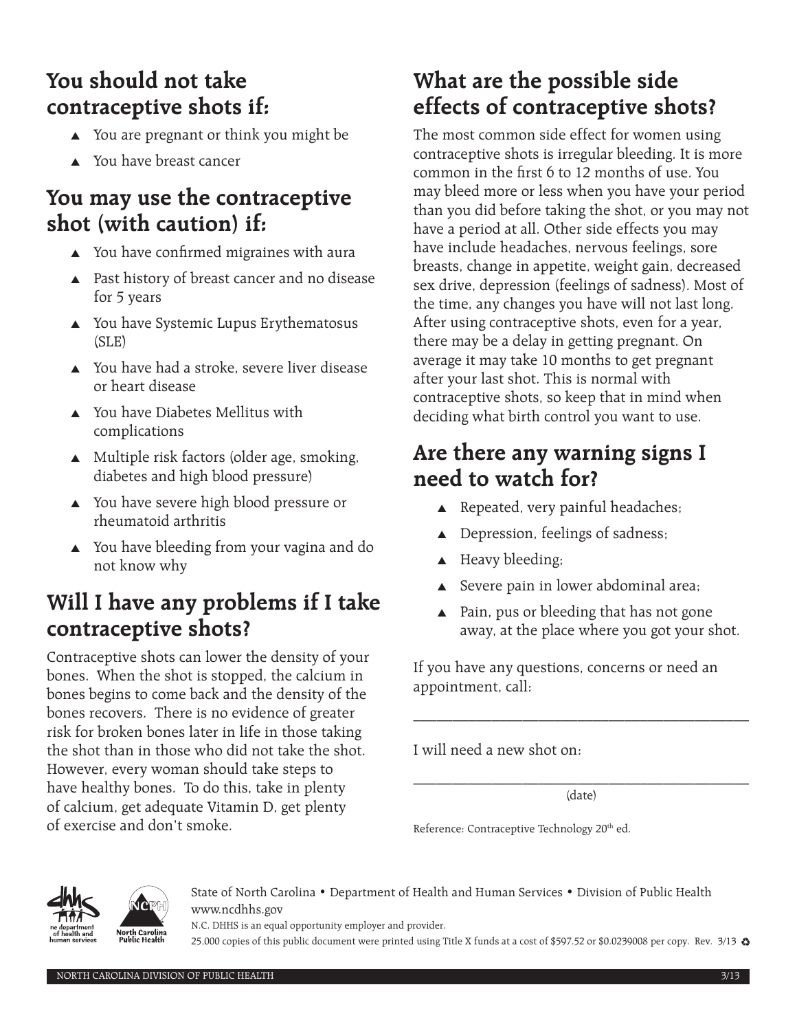## You should not take contraceptive shots if:

- You are pregnant or think you might be
- You have breast cancer

## You may use the contraceptive shot (with caution) if:

- You have confirmed migraines with aura
- Past history of breast cancer and no disease for 5 years
- You have Systemic Lupus Erythematosus (SLE)
- You have had a stroke, severe liver disease or heart disease
- You have Diabetes Mellitus with complications
- Multiple risk factors (older age, smoking, diabetes and high blood pressure)
- You have severe high blood pressure or rheumatoid arthritis
- You have bleeding from your vagina and do not know why

## Will I have any problems if I take contraceptive shots?

Contraceptive shots can lower the density of your bones. When the shot is stopped, the calcium in bones begins to come back and the density of the bones recovers. There is no evidence of greater risk for broken bones later in life in those taking the shot than in those who did not take the shot. However, every woman should take steps to have healthy bones. To do this, take in plenty of calcium, get adequate Vitamin D, get plenty of exercise and don't smoke.

## What are the possible side effects of contraceptive shots?

The most common side effect for women using contraceptive shots is irregular bleeding. It is more common in the first 6 to 12 months of use. You may bleed more or less when you have your period than you did before taking the shot, or you may not have a period at all. Other side effects you may have include headaches, nervous feelings, sore breasts, change in appetite, weight gain, decreased sex drive, depression (feelings of sadness). Most of the time, any changes you have will not last long. After using contraceptive shots, even for a year, there may be a delay in getting pregnant. On average it may take 10 months to get pregnant after your last shot. This is normal with contraceptive shots, so keep that in mind when deciding what birth control you want to use.

## Are there any warning signs I need to watch for?

- Repeated, very painful headaches;
- Depression, feelings of sadness;
- Heavy bleeding;
- Severe pain in lower abdominal area;
- Pain, pus or bleeding that has not gone away, at the place where you got your shot.

If you have any questions, concerns or need an appointment, call:

\_\_\_\_\_\_\_\_\_\_\_\_\_\_\_\_\_\_\_\_\_\_\_\_\_\_\_\_\_\_\_\_\_\_\_\_\_\_\_\_

I will need a new shot on:

\_\_\_\_\_\_\_\_\_\_\_\_\_\_\_\_\_\_\_\_\_\_\_\_\_\_\_\_\_\_\_\_\_\_\_\_\_\_\_\_

(date)

Reference: Contraceptive Technology 20th ed.

State of North Carolina • Department of Health and Human Services • Division of Public Health
www.ncdhhs.gov

N.C. DHHS is an equal opportunity employer and provider.

25,000 copies of this public document were printed using Title X funds at a cost of $597.52 or $0.0239008 per copy. Rev. 3/13